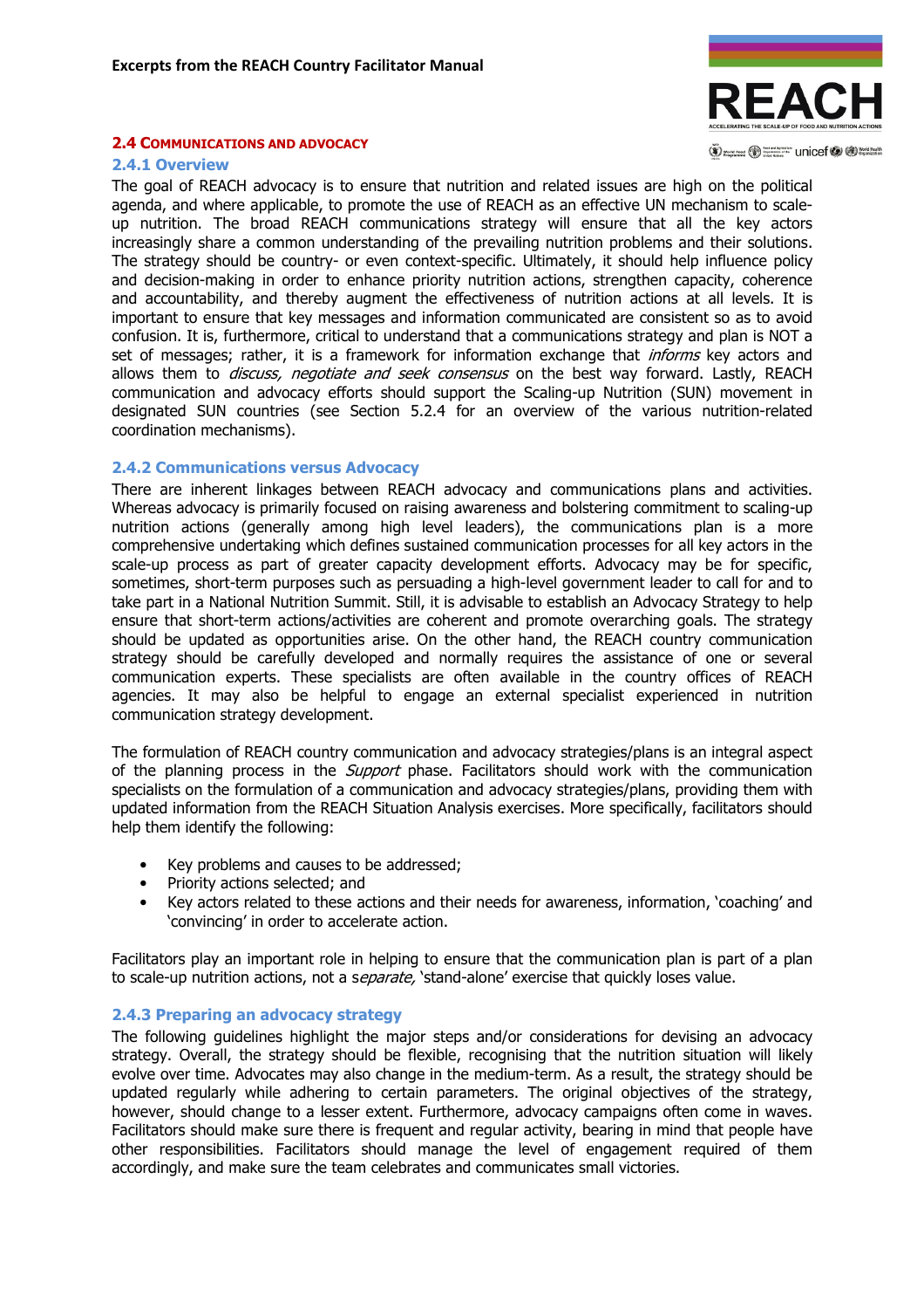**Excerpts from the REACH Country Facilitator Manual**

## 2.4 Communications and Advocacy

### 2.4.1 Overview

The goal of REACH advocacy is to ensure that nutrition and related issues are high on the political agenda, and where applicable, to promote the use of REACH as an effective UN mechanism to scale-up nutrition. The broad REACH communications strategy will ensure that all the key actors increasingly share a common understanding of the prevailing nutrition problems and their solutions. The strategy should be country- or even context-specific. Ultimately, it should help influence policy and decision-making in order to enhance priority nutrition actions, strengthen capacity, coherence and accountability, and thereby augment the effectiveness of nutrition actions at all levels. It is important to ensure that key messages and information communicated are consistent so as to avoid confusion. It is, furthermore, critical to understand that a communications strategy and plan is NOT a set of messages; rather, it is a framework for information exchange that *informs* key actors and allows them to *discuss, negotiate and seek consensus* on the best way forward. Lastly, REACH communication and advocacy efforts should support the Scaling-up Nutrition (SUN) movement in designated SUN countries (see Section 5.2.4 for an overview of the various nutrition-related coordination mechanisms).

### 2.4.2 Communications versus Advocacy

There are inherent linkages between REACH advocacy and communications plans and activities. Whereas advocacy is primarily focused on raising awareness and bolstering commitment to scaling-up nutrition actions (generally among high level leaders), the communications plan is a more comprehensive undertaking which defines sustained communication processes for all key actors in the scale-up process as part of greater capacity development efforts. Advocacy may be for specific, sometimes, short-term purposes such as persuading a high-level government leader to call for and to take part in a National Nutrition Summit. Still, it is advisable to establish an Advocacy Strategy to help ensure that short-term actions/activities are coherent and promote overarching goals. The strategy should be updated as opportunities arise. On the other hand, the REACH country communication strategy should be carefully developed and normally requires the assistance of one or several communication experts. These specialists are often available in the country offices of REACH agencies. It may also be helpful to engage an external specialist experienced in nutrition communication strategy development.

The formulation of REACH country communication and advocacy strategies/plans is an integral aspect of the planning process in the *Support* phase. Facilitators should work with the communication specialists on the formulation of a communication and advocacy strategies/plans, providing them with updated information from the REACH Situation Analysis exercises. More specifically, facilitators should help them identify the following:

- Key problems and causes to be addressed;
- Priority actions selected; and
- Key actors related to these actions and their needs for awareness, information, 'coaching' and 'convincing' in order to accelerate action.

Facilitators play an important role in helping to ensure that the communication plan is part of a plan to scale-up nutrition actions, not a s*eparate,* 'stand-alone' exercise that quickly loses value.

### 2.4.3 Preparing an advocacy strategy

The following guidelines highlight the major steps and/or considerations for devising an advocacy strategy. Overall, the strategy should be flexible, recognising that the nutrition situation will likely evolve over time. Advocates may also change in the medium-term. As a result, the strategy should be updated regularly while adhering to certain parameters. The original objectives of the strategy, however, should change to a lesser extent. Furthermore, advocacy campaigns often come in waves. Facilitators should make sure there is frequent and regular activity, bearing in mind that people have other responsibilities. Facilitators should manage the level of engagement required of them accordingly, and make sure the team celebrates and communicates small victories.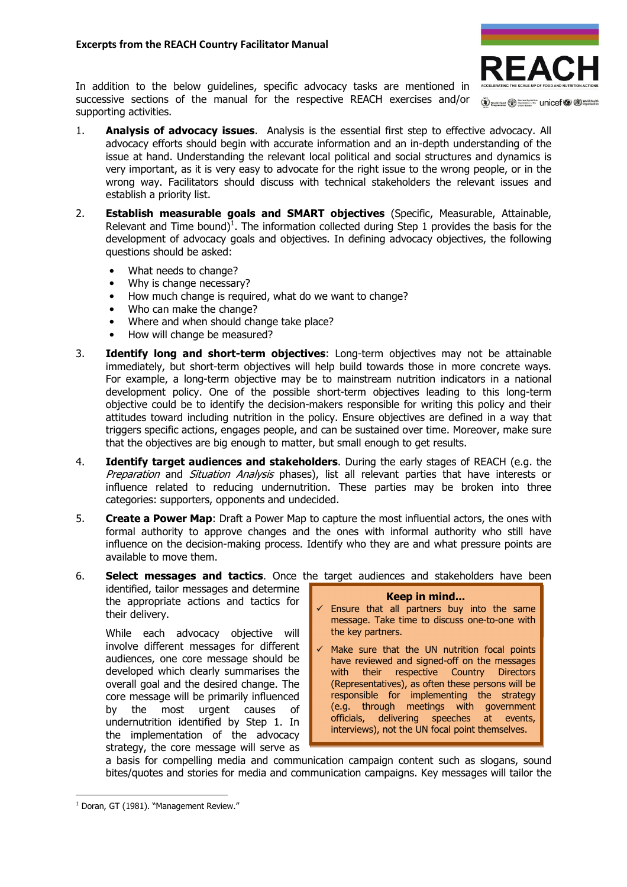**Excerpts from the REACH Country Facilitator Manual**

In addition to the below guidelines, specific advocacy tasks are mentioned in successive sections of the manual for the respective REACH exercises and/or supporting activities.

1. **Analysis of advocacy issues**. Analysis is the essential first step to effective advocacy. All advocacy efforts should begin with accurate information and an in-depth understanding of the issue at hand. Understanding the relevant local political and social structures and dynamics is very important, as it is very easy to advocate for the right issue to the wrong people, or in the wrong way. Facilitators should discuss with technical stakeholders the relevant issues and establish a priority list.

2. **Establish measurable goals and SMART objectives** (Specific, Measurable, Attainable, Relevant and Time bound)[1]. The information collected during Step 1 provides the basis for the development of advocacy goals and objectives. In defining advocacy objectives, the following questions should be asked:
   - What needs to change?
   - Why is change necessary?
   - How much change is required, what do we want to change?
   - Who can make the change?
   - Where and when should change take place?
   - How will change be measured?

3. **Identify long and short-term objectives**: Long-term objectives may not be attainable immediately, but short-term objectives will help build towards those in more concrete ways. For example, a long-term objective may be to mainstream nutrition indicators in a national development policy. One of the possible short-term objectives leading to this long-term objective could be to identify the decision-makers responsible for writing this policy and their attitudes toward including nutrition in the policy. Ensure objectives are defined in a way that triggers specific actions, engages people, and can be sustained over time. Moreover, make sure that the objectives are big enough to matter, but small enough to get results.

4. **Identify target audiences and stakeholders**. During the early stages of REACH (e.g. the *Preparation* and *Situation Analysis* phases), list all relevant parties that have interests or influence related to reducing undernutrition. These parties may be broken into three categories: supporters, opponents and undecided.

5. **Create a Power Map**: Draft a Power Map to capture the most influential actors, the ones with formal authority to approve changes and the ones with informal authority who still have influence on the decision-making process. Identify who they are and what pressure points are available to move them.

6. **Select messages and tactics**. Once the target audiences and stakeholders have been identified, tailor messages and determine the appropriate actions and tactics for their delivery.

   While each advocacy objective will involve different messages for different audiences, one core message should be developed which clearly summarises the overall goal and the desired change. The core message will be primarily influenced by the most urgent causes of undernutrition identified by Step 1. In the implementation of the advocacy strategy, the core message will serve as a basis for compelling media and communication campaign content such as slogans, sound bites/quotes and stories for media and communication campaigns. Key messages will tailor the

> **Keep in mind...**
>
> ✓ Ensure that all partners buy into the same message. Take time to discuss one-to-one with the key partners.
>
> ✓ Make sure that the UN nutrition focal points have reviewed and signed-off on the messages with their respective Country Directors (Representatives), as often these persons will be responsible for implementing the strategy (e.g. through meetings with government officials, delivering speeches at events, interviews), not the UN focal point themselves.

---

[1] Doran, GT (1981). "Management Review."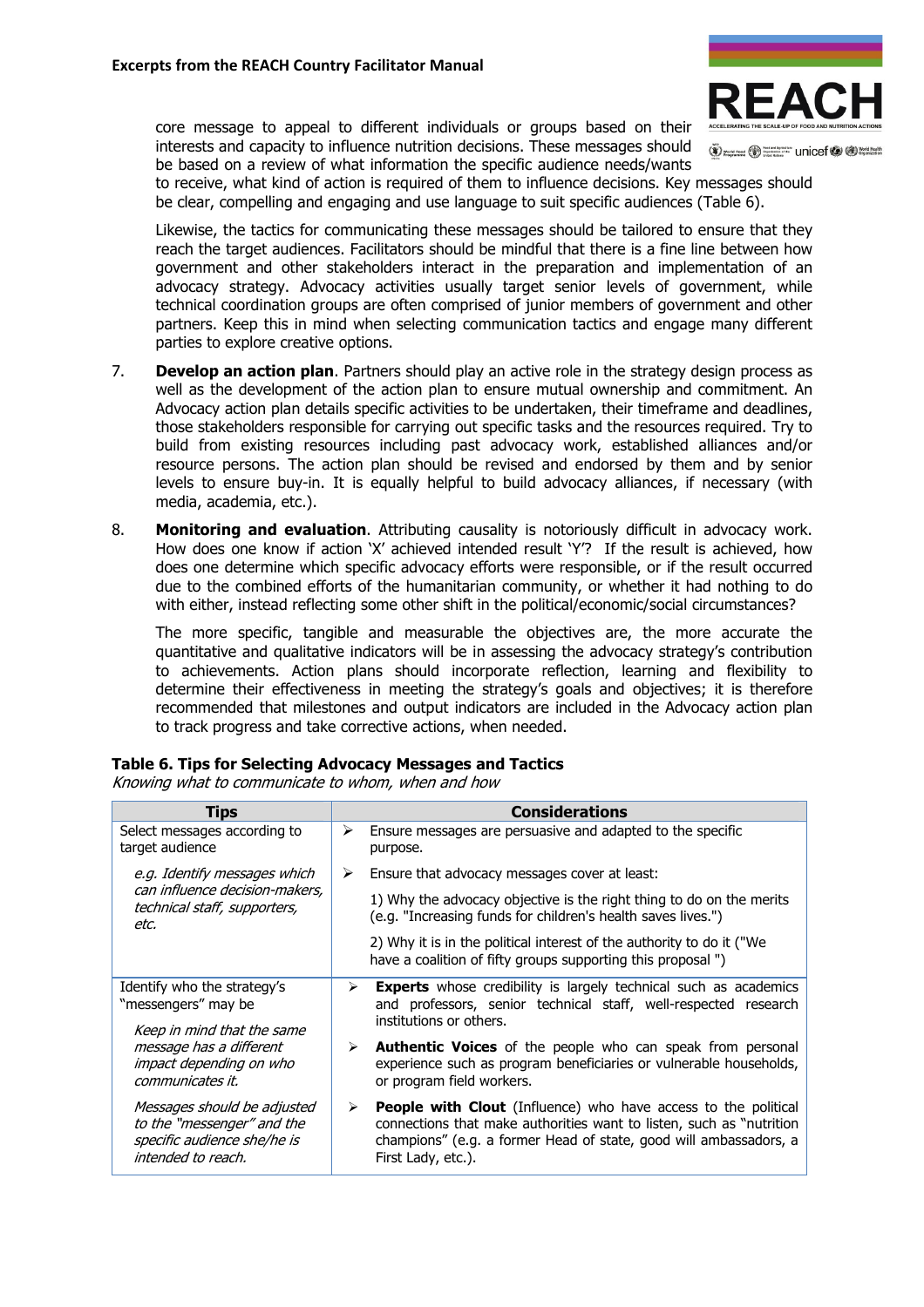core message to appeal to different individuals or groups based on their interests and capacity to influence nutrition decisions. These messages should be based on a review of what information the specific audience needs/wants to receive, what kind of action is required of them to influence decisions. Key messages should be clear, compelling and engaging and use language to suit specific audiences (Table 6).

Likewise, the tactics for communicating these messages should be tailored to ensure that they reach the target audiences. Facilitators should be mindful that there is a fine line between how government and other stakeholders interact in the preparation and implementation of an advocacy strategy. Advocacy activities usually target senior levels of government, while technical coordination groups are often comprised of junior members of government and other partners. Keep this in mind when selecting communication tactics and engage many different parties to explore creative options.

7. **Develop an action plan**. Partners should play an active role in the strategy design process as well as the development of the action plan to ensure mutual ownership and commitment. An Advocacy action plan details specific activities to be undertaken, their timeframe and deadlines, those stakeholders responsible for carrying out specific tasks and the resources required. Try to build from existing resources including past advocacy work, established alliances and/or resource persons. The action plan should be revised and endorsed by them and by senior levels to ensure buy-in. It is equally helpful to build advocacy alliances, if necessary (with media, academia, etc.).

8. **Monitoring and evaluation**. Attributing causality is notoriously difficult in advocacy work. How does one know if action 'X' achieved intended result 'Y'? If the result is achieved, how does one determine which specific advocacy efforts were responsible, or if the result occurred due to the combined efforts of the humanitarian community, or whether it had nothing to do with either, instead reflecting some other shift in the political/economic/social circumstances?

   The more specific, tangible and measurable the objectives are, the more accurate the quantitative and qualitative indicators will be in assessing the advocacy strategy's contribution to achievements. Action plans should incorporate reflection, learning and flexibility to determine their effectiveness in meeting the strategy's goals and objectives; it is therefore recommended that milestones and output indicators are included in the Advocacy action plan to track progress and take corrective actions, when needed.

**Table 6. Tips for Selecting Advocacy Messages and Tactics**

*Knowing what to communicate to whom, when and how*

| Tips | Considerations |
|---|---|
| Select messages according to target audience<br><br>*e.g. Identify messages which can influence decision-makers, technical staff, supporters, etc.* | ➢ Ensure messages are persuasive and adapted to the specific purpose.<br><br>➢ Ensure that advocacy messages cover at least:<br>1) Why the advocacy objective is the right thing to do on the merits (e.g. "Increasing funds for children's health saves lives.")<br>2) Why it is in the political interest of the authority to do it ("We have a coalition of fifty groups supporting this proposal ") |
| Identify who the strategy's "messengers" may be<br><br>*Keep in mind that the same message has a different impact depending on who communicates it.*<br><br>*Messages should be adjusted to the "messenger" and the specific audience she/he is intended to reach.* | ➢ **Experts** whose credibility is largely technical such as academics and professors, senior technical staff, well-respected research institutions or others.<br><br>➢ **Authentic Voices** of the people who can speak from personal experience such as program beneficiaries or vulnerable households, or program field workers.<br><br>➢ **People with Clout** (Influence) who have access to the political connections that make authorities want to listen, such as "nutrition champions" (e.g. a former Head of state, good will ambassadors, a First Lady, etc.). |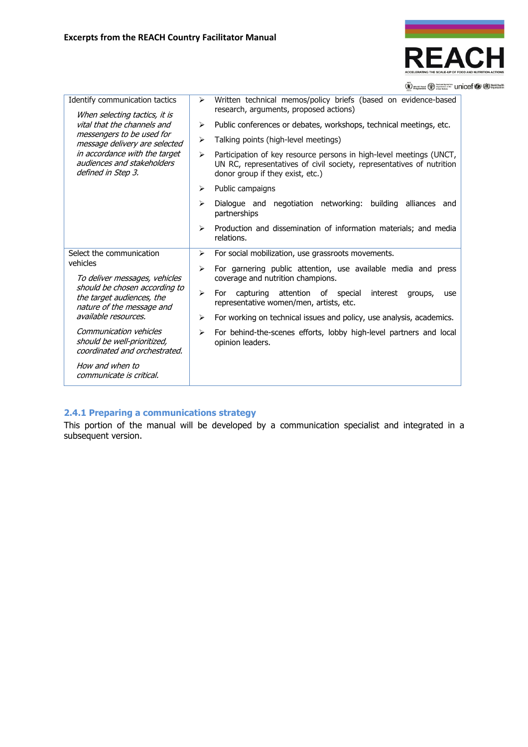| | |
|---|---|
| Identify communication tactics<br><br>*When selecting tactics, it is vital that the channels and messengers to be used for message delivery are selected in accordance with the target audiences and stakeholders defined in Step 3.* | ➢ Written technical memos/policy briefs (based on evidence-based research, arguments, proposed actions)<br>➢ Public conferences or debates, workshops, technical meetings, etc.<br>➢ Talking points (high-level meetings)<br>➢ Participation of key resource persons in high-level meetings (UNCT, UN RC, representatives of civil society, representatives of nutrition donor group if they exist, etc.)<br>➢ Public campaigns<br>➢ Dialogue and negotiation networking: building alliances and partnerships<br>➢ Production and dissemination of information materials; and media relations. |
| Select the communication vehicles<br><br>*To deliver messages, vehicles should be chosen according to the target audiences, the nature of the message and available resources.*<br><br>*Communication vehicles should be well-prioritized, coordinated and orchestrated.*<br><br>*How and when to communicate is critical.* | ➢ For social mobilization, use grassroots movements.<br>➢ For garnering public attention, use available media and press coverage and nutrition champions.<br>➢ For capturing attention of special interest groups, use representative women/men, artists, etc.<br>➢ For working on technical issues and policy, use analysis, academics.<br>➢ For behind-the-scenes efforts, lobby high-level partners and local opinion leaders. |

### 2.4.1 Preparing a communications strategy

This portion of the manual will be developed by a communication specialist and integrated in a subsequent version.